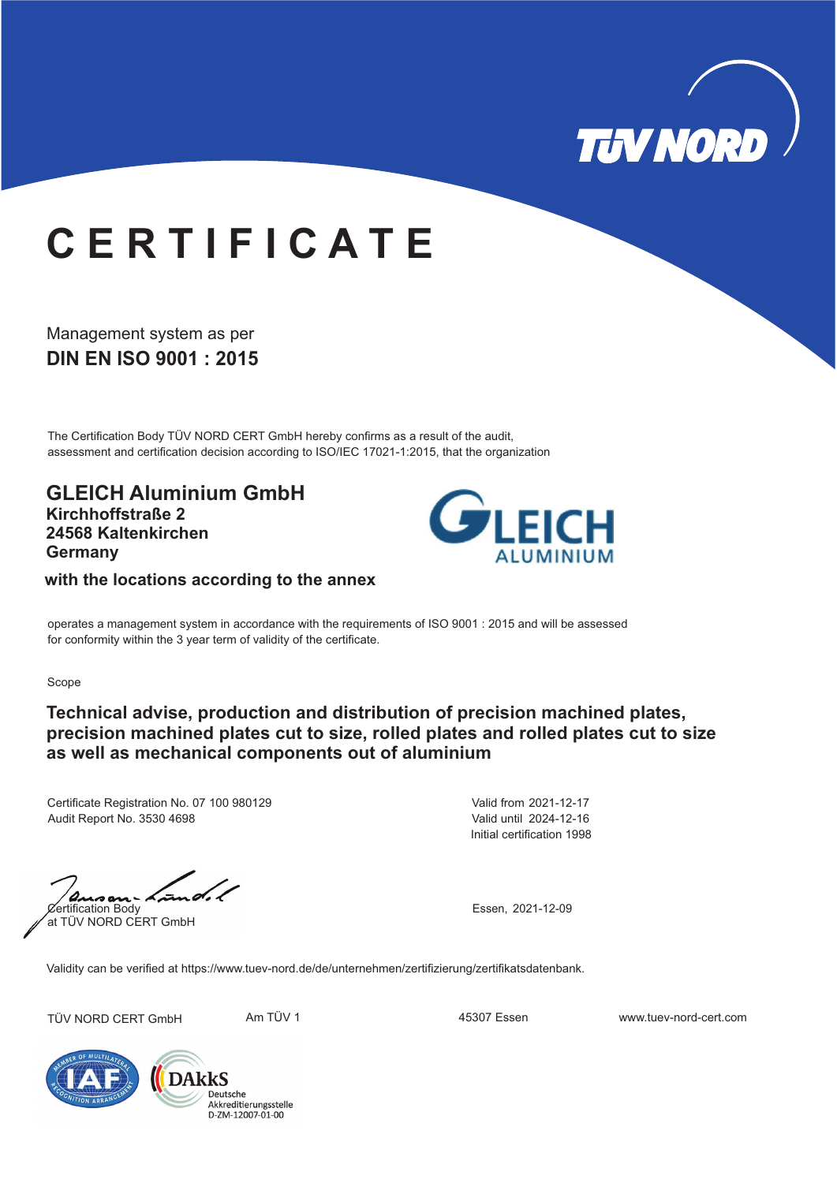# CERTIFICATE

Management system as per

**DIN EN ISO 9001 : 2015**

The Certification Body TÜV NORD CERT GmbH hereby confirms as a result of the audit, assessment and certification decision according to ISO/IEC 17021-1:2015, that the organization

**GLEICH Aluminium GmbH**
**Kirchhoffstraße 2**
**24568 Kaltenkirchen**
**Germany**

**with the locations according to the annex**

operates a management system in accordance with the requirements of ISO 9001 : 2015 and will be assessed for conformity within the 3 year term of validity of the certificate.

Scope

**Technical advise, production and distribution of precision machined plates, precision machined plates cut to size, rolled plates and rolled plates cut to size as well as mechanical components out of aluminium**

Certificate Registration No. 07 100 980129
Audit Report No. 3530 4698

Valid from 2021-12-17
Valid until 2024-12-16
Initial certification 1998

Certification Body
at TÜV NORD CERT GmbH

Essen, 2021-12-09

Validity can be verified at https://www.tuev-nord.de/de/unternehmen/zertifizierung/zertifikatsdatenbank.

TÜV NORD CERT GmbH    Am TÜV 1    45307 Essen    www.tuev-nord-cert.com

DAkkS Deutsche Akkreditierungsstelle D-ZM-12007-01-00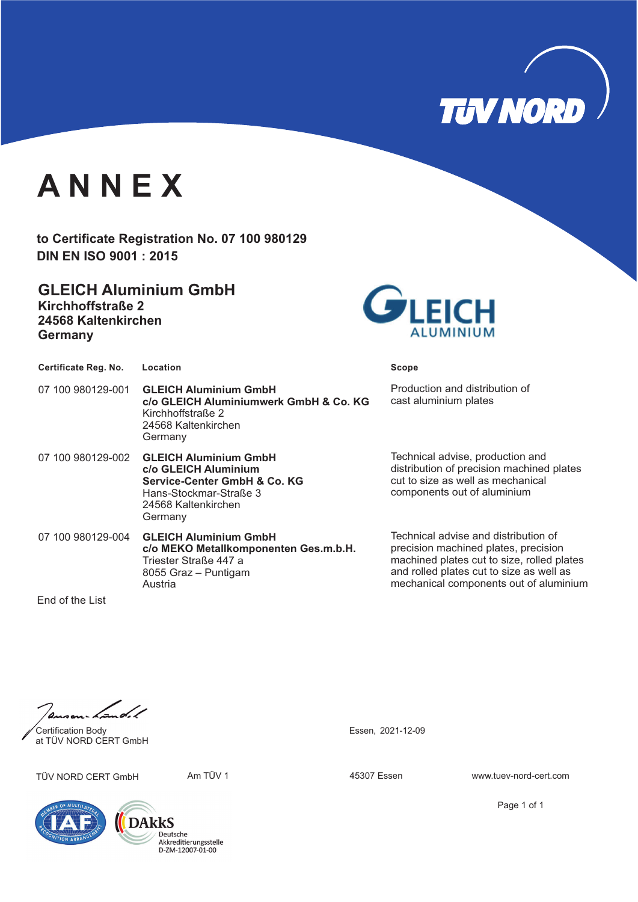# ANNEX

**to Certificate Registration No. 07 100 980129**
**DIN EN ISO 9001 : 2015**

## GLEICH Aluminium GmbH

**Kirchhoffstraße 2**
**24568 Kaltenkirchen**
**Germany**

| Certificate Reg. No. | Location | Scope |
|---|---|---|
| 07 100 980129-001 | **GLEICH Aluminium GmbH**<br>**c/o GLEICH Aluminiumwerk GmbH & Co. KG**<br>Kirchhoffstraße 2<br>24568 Kaltenkirchen<br>Germany | Production and distribution of cast aluminium plates |
| 07 100 980129-002 | **GLEICH Aluminium GmbH**<br>**c/o GLEICH Aluminium Service-Center GmbH & Co. KG**<br>Hans-Stockmar-Straße 3<br>24568 Kaltenkirchen<br>Germany | Technical advise, production and distribution of precision machined plates cut to size as well as mechanical components out of aluminium |
| 07 100 980129-004 | **GLEICH Aluminium GmbH**<br>**c/o MEKO Metallkomponenten Ges.m.b.H.**<br>Triester Straße 447 a<br>8055 Graz – Puntigam<br>Austria | Technical advise and distribution of precision machined plates, precision machined plates cut to size, rolled plates and rolled plates cut to size as well as mechanical components out of aluminium |

End of the List

Certification Body
at TÜV NORD CERT GmbH

Essen, 2021-12-09

TÜV NORD CERT GmbH Am TÜV 1 45307 Essen www.tuev-nord-cert.com

DAkkS Deutsche Akkreditierungsstelle D-ZM-12007-01-00